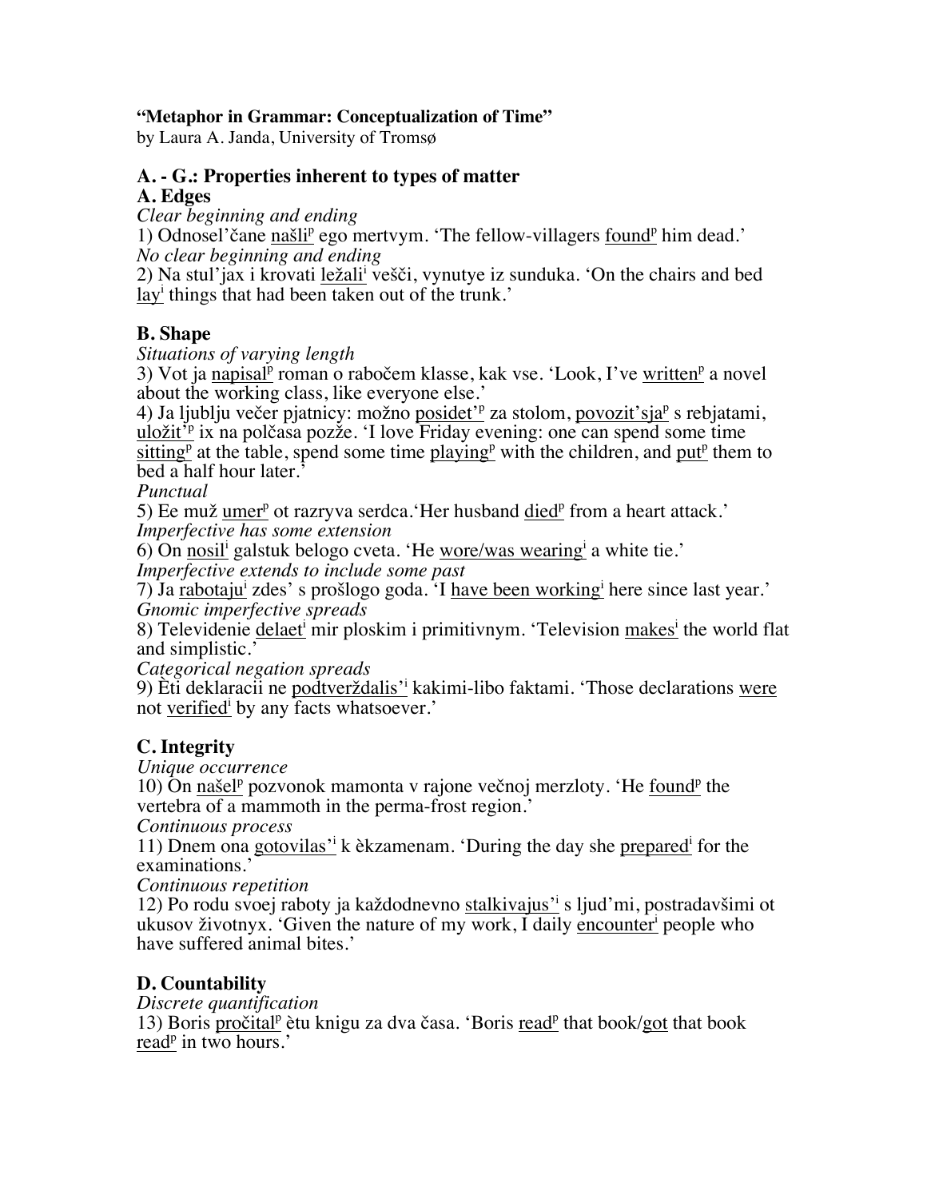**"Metaphor in Grammar: Conceptualization of Time"**
by Laura A. Janda, University of Tromsø

## A. - G.: Properties inherent to types of matter

### A. Edges

*Clear beginning and ending*

1) Odnosel'čane našli$^{p}$ ego mertvym. 'The fellow-villagers found$^{p}$ him dead.'

*No clear beginning and ending*

2) Na stul'jax i krovati ležali$^{i}$ vešči, vynutye iz sunduka. 'On the chairs and bed lay$^{i}$ things that had been taken out of the trunk.'

### B. Shape

*Situations of varying length*

3) Vot ja napisal$^{p}$ roman o rabočem klasse, kak vse. 'Look, I've written$^{p}$ a novel about the working class, like everyone else.'

4) Ja ljublju večer pjatnicy: možno posidet'$^{p}$ za stolom, povozit'sja$^{p}$ s rebjatami, uložit'$^{p}$ ix na polčasa pozže. 'I love Friday evening: one can spend some time sitting$^{p}$ at the table, spend some time playing$^{p}$ with the children, and put$^{p}$ them to bed a half hour later.'

*Punctual*

5) Ee muž umer$^{p}$ ot razryva serdca.'Her husband died$^{p}$ from a heart attack.'

*Imperfective has some extension*

6) On nosil$^{i}$ galstuk belogo cveta. 'He wore/was wearing$^{i}$ a white tie.'

*Imperfective extends to include some past*

7) Ja rabotaju$^{i}$ zdes' s prošlogo goda. 'I have been working$^{i}$ here since last year.'

*Gnomic imperfective spreads*

8) Televidenie delaet$^{i}$ mir ploskim i primitivnym. 'Television makes$^{i}$ the world flat and simplistic.'

*Categorical negation spreads*

9) Èti deklaracii ne podtverždalis'$^{i}$ kakimi-libo faktami. 'Those declarations were not verified$^{i}$ by any facts whatsoever.'

### C. Integrity

*Unique occurrence*

10) On našel$^{p}$ pozvonok mamonta v rajone večnoj merzloty. 'He found$^{p}$ the vertebra of a mammoth in the perma-frost region.'

*Continuous process*

11) Dnem ona gotovilas'$^{i}$ k èkzamenam. 'During the day she prepared$^{i}$ for the examinations.'

*Continuous repetition*

12) Po rodu svoej raboty ja každodnevno stalkivajus'$^{i}$ s ljud'mi, postradavšimi ot ukusov životnyx. 'Given the nature of my work, I daily encounter$^{i}$ people who have suffered animal bites.'

### D. Countability

*Discrete quantification*

13) Boris pročital$^{p}$ ètu knigu za dva časa. 'Boris read$^{p}$ that book/got that book read$^{p}$ in two hours.'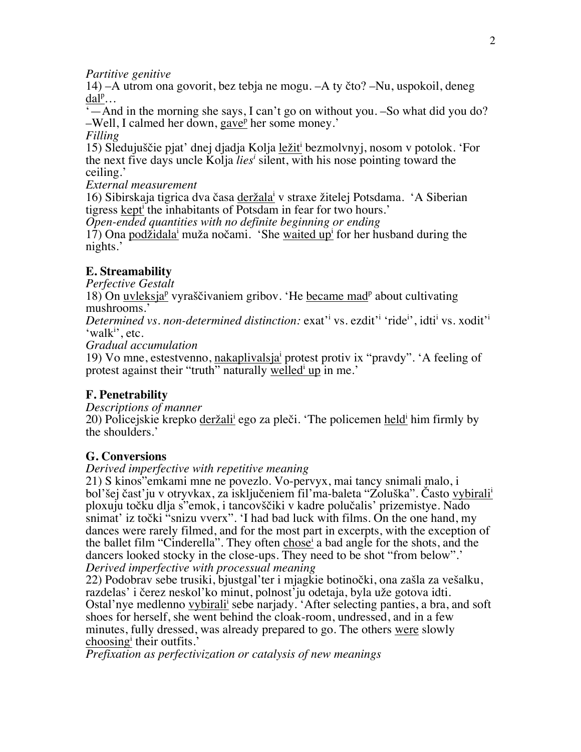*Partitive genitive*

14) –A utrom ona govorit, bez tebja ne mogu. –A ty čto? –Nu, uspokoil, deneg dal[p]…
'—And in the morning she says, I can't go on without you. –So what did you do? –Well, I calmed her down, gave[p] her some money.'

*Filling*

15) Sledujuščie pjat' dnej djadja Kolja ležit[i] bezmolvnyj, nosom v potolok. 'For the next five days uncle Kolja *lies*[i] silent, with his nose pointing toward the ceiling.'

*External measurement*

16) Sibirskaja tigrica dva časa deržala[i] v straxe žitelej Potsdama. 'A Siberian tigress kept[i] the inhabitants of Potsdam in fear for two hours.'

*Open-ended quantities with no definite beginning or ending*

17) Ona podžidala[i] muža nočami. 'She waited up[i] for her husband during the nights.'

## E. Streamability

*Perfective Gestalt*

18) On uvleksja[p] vyraščivaniem gribov. 'He became mad[p] about cultivating mushrooms.'

*Determined vs. non-determined distinction:* exat'[i] vs. ezdit'[i] 'ride[i]', idti[i] vs. xodit'[i] 'walk[i]', etc.

*Gradual accumulation*

19) Vo mne, estestvenno, nakaplivalsja[i] protest protiv ix "pravdy". 'A feeling of protest against their "truth" naturally welled[i] up in me.'

## F. Penetrability

*Descriptions of manner*

20) Policejskie krepko deržali[i] ego za pleči. 'The policemen held[i] him firmly by the shoulders.'

## G. Conversions

*Derived imperfective with repetitive meaning*

21) S kinos"emkami mne ne povezlo. Vo-pervyx, mai tancy snimali malo, i bol'šej čast'ju v otryvkax, za isključeniem fil'ma-baleta "Zoluška". Často vybirali[i] ploxuju točku dlja s"emok, i tancovščiki v kadre polučalis' prizemistye. Nado snimat' iz točki "snizu vverx". 'I had bad luck with films. On the one hand, my dances were rarely filmed, and for the most part in excerpts, with the exception of the ballet film "Cinderella". They often chose[i] a bad angle for the shots, and the dancers looked stocky in the close-ups. They need to be shot "from below".'

*Derived imperfective with processual meaning*

22) Podobrav sebe trusiki, bjustgal'ter i mjagkie botinočki, ona zašla za vešalku, razdelas' i čerez neskol'ko minut, polnost'ju odetaja, byla uže gotova idti. Ostal'nye medlenno vybirali[i] sebe narjady. 'After selecting panties, a bra, and soft shoes for herself, she went behind the cloak-room, undressed, and in a few minutes, fully dressed, was already prepared to go. The others were slowly choosing[i] their outfits.'

*Prefixation as perfectivization or catalysis of new meanings*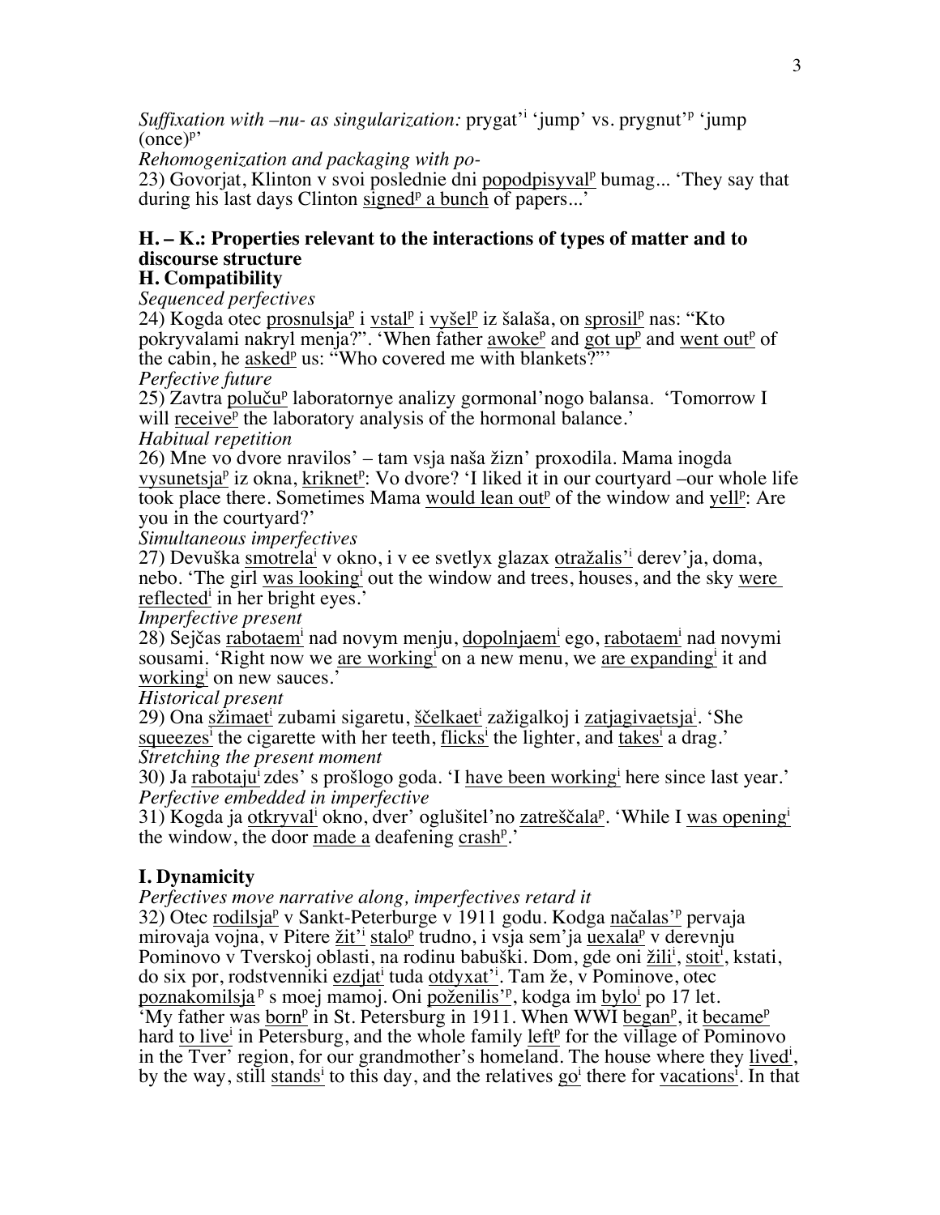*Suffixation with –nu- as singularization:* prygat'[i] 'jump' vs. prygnut'[p] 'jump (once)[p]'

*Rehomogenization and packaging with po-*

23) Govorjat, Klinton v svoi poslednie dni popodpisyval[p] bumag... 'They say that during his last days Clinton signed[p] a bunch of papers...'

## H. – K.: Properties relevant to the interactions of types of matter and to discourse structure

### H. Compatibility

*Sequenced perfectives*

24) Kogda otec prosnulsja[p] i vstal[p] i vyšel[p] iz šalaša, on sprosil[p] nas: "Kto pokryvalami nakryl menja?". 'When father awoke[p] and got up[p] and went out[p] of the cabin, he asked[p] us: "Who covered me with blankets?"'

*Perfective future*

25) Zavtra polučú[p] laboratornye analizy gormonal'nogo balansa. 'Tomorrow I will receive[p] the laboratory analysis of the hormonal balance.'

*Habitual repetition*

26) Mne vo dvore nravilos' – tam vsja naša žizn' proxodila. Mama inogda vysunetsja[p] iz okna, kriknet[p]: Vo dvore? 'I liked it in our courtyard –our whole life took place there. Sometimes Mama would lean out[p] of the window and yell[p]: Are you in the courtyard?'

*Simultaneous imperfectives*

27) Devuška smotrela[i] v okno, i v ee svetlyx glazax otražalis'[i] derev'ja, doma, nebo. 'The girl was looking[i] out the window and trees, houses, and the sky were reflected[i] in her bright eyes.'

*Imperfective present*

28) Sejčas rabotaem[i] nad novym menju, dopolnjaem[i] ego, rabotaem[i] nad novymi sousami. 'Right now we are working[i] on a new menu, we are expanding[i] it and working[i] on new sauces.'

*Historical present*

29) Ona sžimaet[i] zubami sigaretu, ščelkaet[i] zažigalkoj i zatjagivaetsja[i]. 'She squeezes[i] the cigarette with her teeth, flicks[i] the lighter, and takes[i] a drag.'

*Stretching the present moment*

30) Ja rabotaju[i] zdes' s prošlogo goda. 'I have been working[i] here since last year.'

*Perfective embedded in imperfective*

31) Kogda ja otkryval[i] okno, dver' oglušitel'no zatreščala[p]. 'While I was opening[i] the window, the door made a deafening crash[p].'

### I. Dynamicity

*Perfectives move narrative along, imperfectives retard it*

32) Otec rodilsja[p] v Sankt-Peterburge v 1911 godu. Kogda načalas'[p] pervaja mirovaja vojna, v Pitere žit'[i] stalo[p] trudno, i vsja sem'ja uexala[p] v derevnju Pominovo v Tverskoj oblasti, na rodinu babuški. Dom, gde oni žili[i], stoit[i], kstati, do six por, rodstvenniki ezdjat[i] tuda otdyxat'[i]. Tam že, v Pominove, otec poznakomilsja[p] s moej mamoj. Oni poženilis'[p], kogda im bylo[i] po 17 let. 'My father was born[p] in St. Petersburg in 1911. When WWI began[p], it became[p] hard to live[i] in Petersburg, and the whole family left[p] for the village of Pominovo in the Tver' region, for our grandmother's homeland. The house where they lived[i], by the way, still stands[i] to this day, and the relatives go[i] there for vacations[i]. In that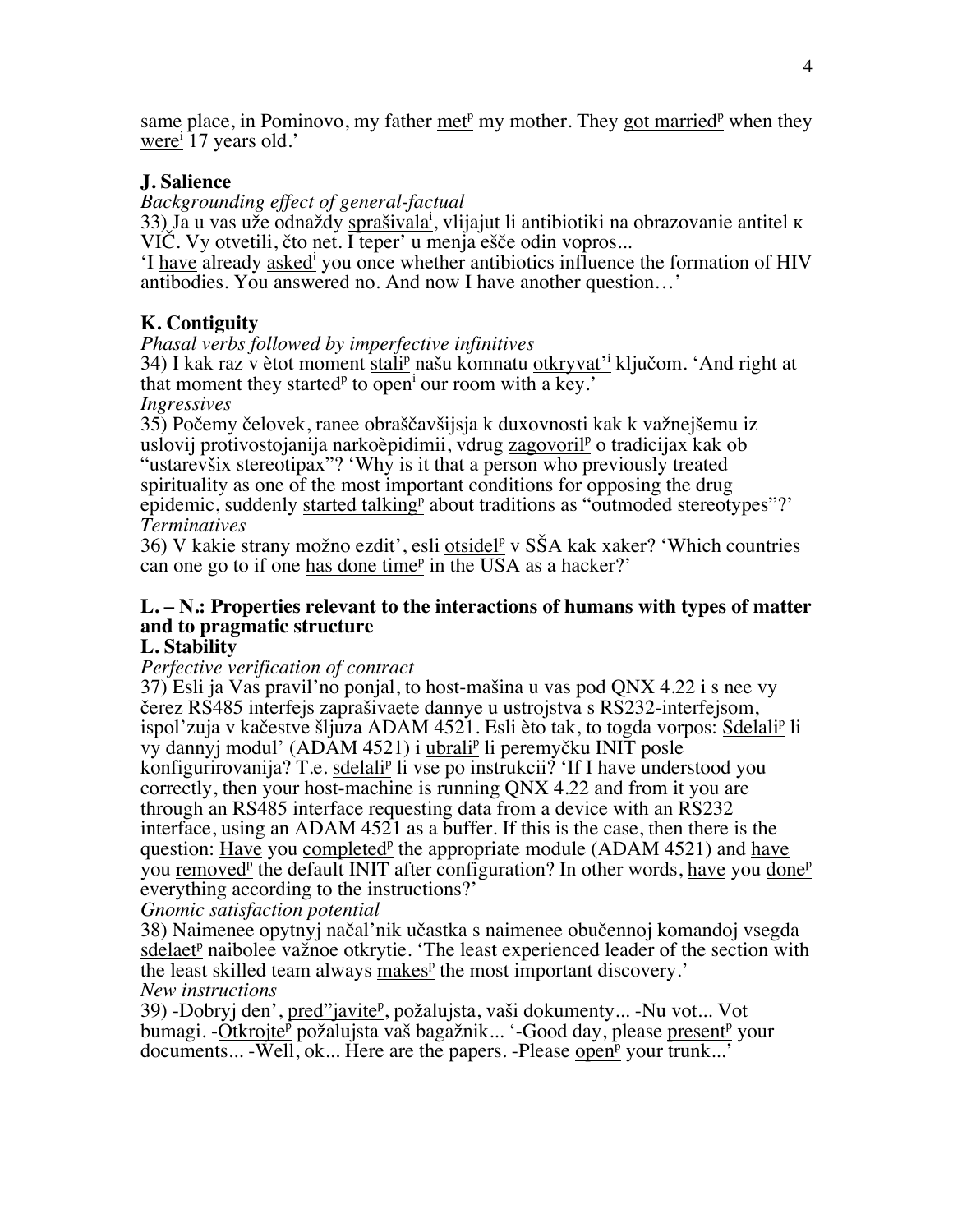same place, in Pominovo, my father met[p] my mother. They got married[p] when they were[i] 17 years old.'

## J. Salience

*Backgrounding effect of general-factual*

33) Ja u vas uže odnaždy sprašivala[i], vlijajut li antibiotiki na obrazovanie antitel к VIČ. Vy otvetili, čto net. I teper' u menja ešče odin vopros...
'I have already asked[i] you once whether antibiotics influence the formation of HIV antibodies. You answered no. And now I have another question…'

## K. Contiguity

*Phasal verbs followed by imperfective infinitives*

34) I kak raz v ètot moment stali[p] našu komnatu otkryvat'[i] ključom. 'And right at that moment they started[p] to open[i] our room with a key.'

*Ingressives*

35) Počemy čelovek, ranee obraščavšijsja k duxovnosti kak k važnejšemu iz uslovij protivostojanija narkoèpidimii, vdrug zagovoril[p] o tradicijax kak ob "ustarevšix stereotipax"? 'Why is it that a person who previously treated spirituality as one of the most important conditions for opposing the drug epidemic, suddenly started talking[p] about traditions as "outmoded stereotypes"?'

*Terminatives*

36) V kakie strany možno ezdit', esli otsidel[p] v SŠA kak xaker? 'Which countries can one go to if one has done time[p] in the USA as a hacker?'

## L. – N.: Properties relevant to the interactions of humans with types of matter and to pragmatic structure

## L. Stability

*Perfective verification of contract*

37) Esli ja Vas pravil'no ponjal, to host-mašina u vas pod QNX 4.22 i s nee vy čerez RS485 interfejs zaprašivaete dannye u ustrojstva s RS232-interfejsom, ispol'zuja v kačestve šljuza ADAM 4521. Esli èto tak, to togda vorpos: Sdelali[p] li vy dannyj modul' (ADAM 4521) i ubrali[p] li peremyčku INIT posle konfigurirovanija? T.e. sdelali[p] li vse po instrukcii? 'If I have understood you correctly, then your host-machine is running QNX 4.22 and from it you are through an RS485 interface requesting data from a device with an RS232 interface, using an ADAM 4521 as a buffer. If this is the case, then there is the question: Have you completed[p] the appropriate module (ADAM 4521) and have you removed[p] the default INIT after configuration? In other words, have you done[p] everything according to the instructions?'

*Gnomic satisfaction potential*

38) Naimenee opytnyj načal'nik učastka s naimenee obučennoj komandoj vsegda sdelaet[p] naibolee važnoe otkrytie. 'The least experienced leader of the section with the least skilled team always makes[p] the most important discovery.'

*New instructions*

39) -Dobryj den', pred"javite[p], požalujsta, vaši dokumenty... -Nu vot... Vot bumagi. -Otkrojte[p] požalujsta vaš bagažnik... '-Good day, please present[p] your documents... -Well, ok... Here are the papers. -Please open[p] your trunk...'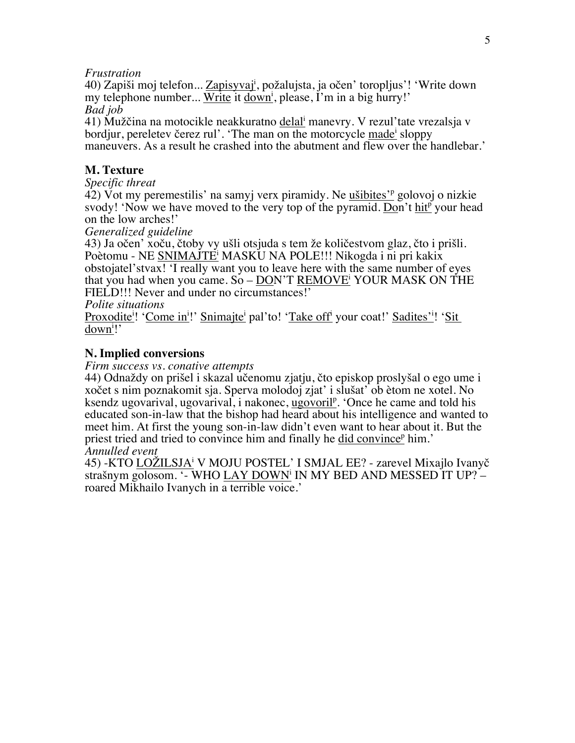*Frustration*

40) Zapiši moj telefon... Zapisyvaj[i], požalujsta, ja očen' toropljus'! 'Write down my telephone number... Write it down[i], please, I'm in a big hurry!'

*Bad job*

41) Mužčina na motocikle neakkuratno delal[i] manevry. V rezul'tate vrezalsja v bordjur, pereletev čerez rul'. 'The man on the motorcycle made[i] sloppy maneuvers. As a result he crashed into the abutment and flew over the handlebar.'

## M. Texture

*Specific threat*

42) Vot my peremestilis' na samyj verx piramidy. Ne ušibites'[p] golovoj o nizkie svody! 'Now we have moved to the very top of the pyramid. Don't hit[p] your head on the low arches!'

*Generalized guideline*

43) Ja očen' xoču, čtoby vy ušli otsjuda s tem že količestvom glaz, čto i prišli. Poètomu - NE SNIMAJTE[i] MASKU NA POLE!!! Nikogda i ni pri kakix obstojatel'stvax! 'I really want you to leave here with the same number of eyes that you had when you came. So – DON'T REMOVE[i] YOUR MASK ON THE FIELD!!! Never and under no circumstances!'

*Polite situations*

Proxodite[i]! 'Come in[i]!' Snimajte[i] pal'to! 'Take off[i] your coat!' Sadites'[i]! 'Sit down[i]!'

## N. Implied conversions

*Firm success vs. conative attempts*

44) Odnaždy on prišel i skazal učenomu zjatju, čto episkop proslyšal o ego ume i xočet s nim poznakomit sja. Sperva molodoj zjat' i slušat' ob ètom ne xotel. No ksendz ugovarival, ugovarival, i nakonec, ugovoril[p]. 'Once he came and told his educated son-in-law that the bishop had heard about his intelligence and wanted to meet him. At first the young son-in-law didn't even want to hear about it. But the priest tried and tried to convince him and finally he did convince[p] him.'

*Annulled event*

45) -KTO LOŽILSJA[i] V MOJU POSTEL' I SMJAL EE? - zarevel Mixajlo Ivanyč strašnym golosom. '- WHO LAY DOWN[i] IN MY BED AND MESSED IT UP? – roared Mikhailo Ivanych in a terrible voice.'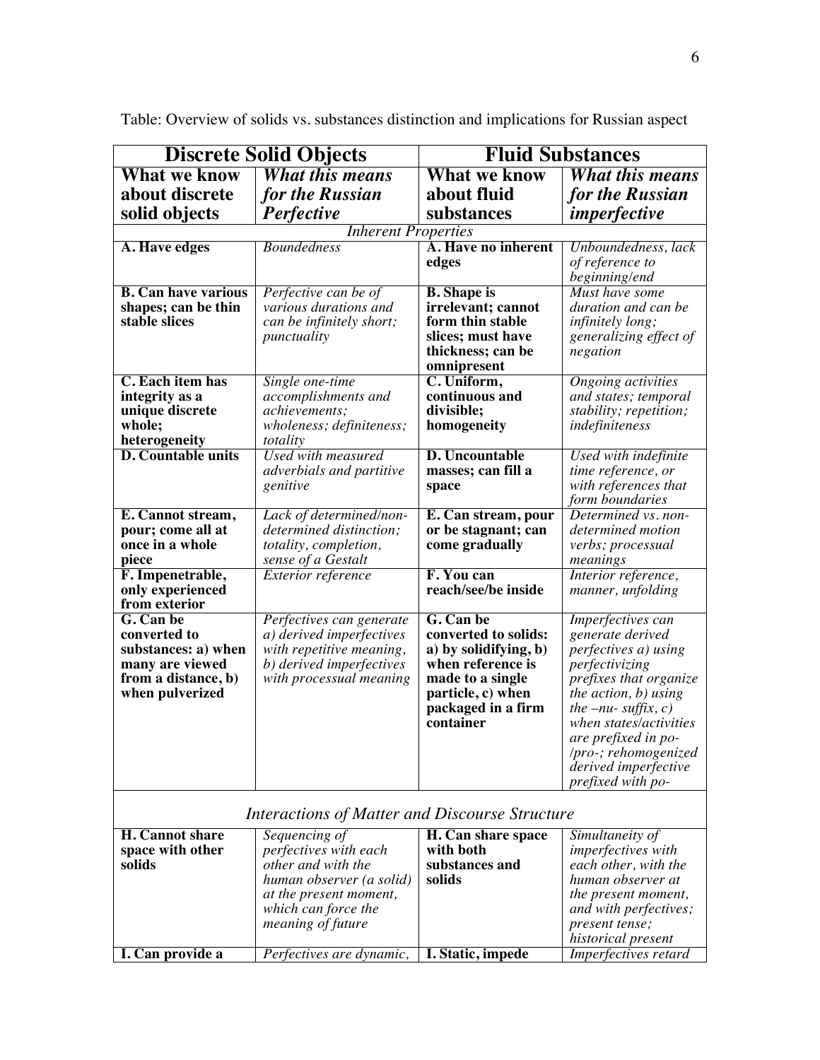Table: Overview of solids vs. substances distinction and implications for Russian aspect

| **Discrete Solid Objects** | | **Fluid Substances** | |
|---|---|---|---|
| **What we know about discrete solid objects** | ***What this means for the Russian Perfective*** | **What we know about fluid substances** | ***What this means for the Russian imperfective*** |
| *Inherent Properties* | | | |
| **A. Have edges** | *Boundedness* | **A. Have no inherent edges** | *Unboundedness, lack of reference to beginning/end* |
| **B. Can have various shapes; can be thin stable slices** | *Perfective can be of various durations and can be infinitely short; punctuality* | **B. Shape is irrelevant; cannot form thin stable slices; must have thickness; can be omnipresent** | *Must have some duration and can be infinitely long; generalizing effect of negation* |
| **C. Each item has integrity as a unique discrete whole; heterogeneity** | *Single one-time accomplishments and achievements; wholeness; definiteness; totality* | **C. Uniform, continuous and divisible; homogeneity** | *Ongoing activities and states; temporal stability; repetition; indefiniteness* |
| **D. Countable units** | *Used with measured adverbials and partitive genitive* | **D. Uncountable masses; can fill a space** | *Used with indefinite time reference, or with references that form boundaries* |
| **E. Cannot stream, pour; come all at once in a whole piece** | *Lack of determined/non-determined distinction; totality, completion, sense of a Gestalt* | **E. Can stream, pour or be stagnant; can come gradually** | *Determined vs. non-determined motion verbs; processual meanings* |
| **F. Impenetrable, only experienced from exterior** | *Exterior reference* | **F. You can reach/see/be inside** | *Interior reference, manner, unfolding* |
| **G. Can be converted to substances: a) when many are viewed from a distance, b) when pulverized** | *Perfectives can generate a) derived imperfectives with repetitive meaning, b) derived imperfectives with processual meaning* | **G. Can be converted to solids: a) by solidifying, b) when reference is made to a single particle, c) when packaged in a firm container** | *Imperfectives can generate derived perfectives a) using perfectivizing prefixes that organize the action, b) using the –nu- suffix, c) when states/activities are prefixed in po-/pro-; rehomogenized derived imperfective prefixed with po-* |
| *Interactions of Matter and Discourse Structure* | | | |
| **H. Cannot share space with other solids** | *Sequencing of perfectives with each other and with the human observer (a solid) at the present moment, which can force the meaning of future* | **H. Can share space with both substances and solids** | *Simultaneity of imperfectives with each other, with the human observer at the present moment, and with perfectives; present tense; historical present* |
| **I. Can provide a** | *Perfectives are dynamic,* | **I. Static, impede** | *Imperfectives retard* |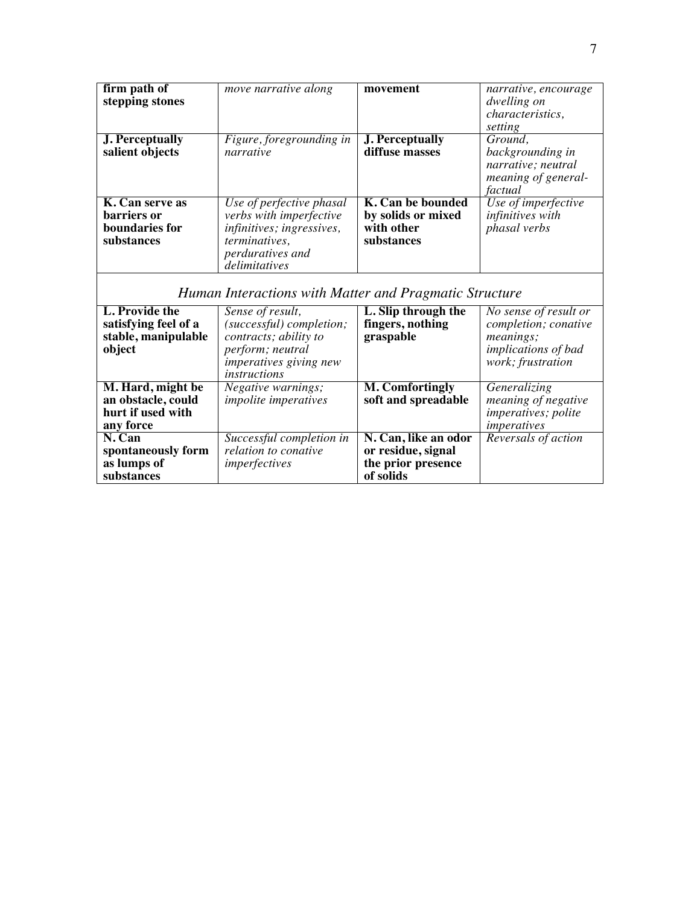| | | | |
|---|---|---|---|
| **firm path of stepping stones** | *move narrative along* | **movement** | *narrative, encourage dwelling on characteristics, setting* |
| **J. Perceptually salient objects** | *Figure, foregrounding in narrative* | **J. Perceptually diffuse masses** | *Ground, backgrounding in narrative; neutral meaning of general-factual* |
| **K. Can serve as barriers or boundaries for substances** | *Use of perfective phasal verbs with imperfective infinitives; ingressives, terminatives, perduratives and delimitatives* | **K. Can be bounded by solids or mixed with other substances** | *Use of imperfective infinitives with phasal verbs* |
| *Human Interactions with Matter and Pragmatic Structure* | | | |
| **L. Provide the satisfying feel of a stable, manipulable object** | *Sense of result, (successful) completion; contracts; ability to perform; neutral imperatives giving new instructions* | **L. Slip through the fingers, nothing graspable** | *No sense of result or completion; conative meanings; implications of bad work; frustration* |
| **M. Hard, might be an obstacle, could hurt if used with any force** | *Negative warnings; impolite imperatives* | **M. Comfortingly soft and spreadable** | *Generalizing meaning of negative imperatives; polite imperatives* |
| **N. Can spontaneously form as lumps of substances** | *Successful completion in relation to conative imperfectives* | **N. Can, like an odor or residue, signal the prior presence of solids** | *Reversals of action* |